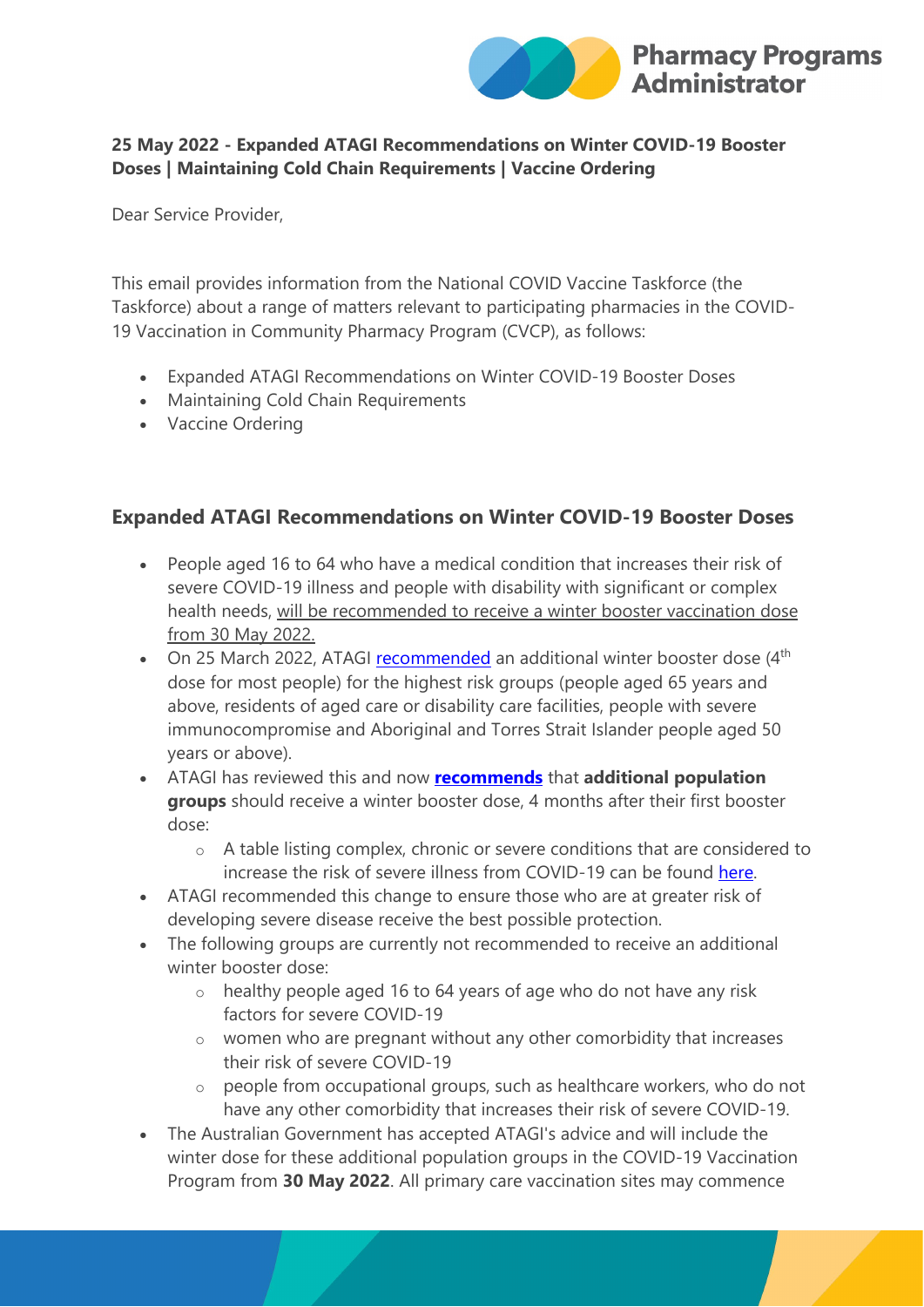**25 May 2022 - Expanded ATAGI Recommendations on Winter COVID-19 Booster Doses | Maintaining Cold Chain Requirements | Vaccine Ordering**

Dear Service Provider,

This email provides information from the National COVID Vaccine Taskforce (the Taskforce) about a range of matters relevant to participating pharmacies in the COVID-19 Vaccination in Community Pharmacy Program (CVCP), as follows:

- Expanded ATAGI Recommendations on Winter COVID-19 Booster Doses
- Maintaining Cold Chain Requirements
- Vaccine Ordering

## Expanded ATAGI Recommendations on Winter COVID-19 Booster Doses

- People aged 16 to 64 who have a medical condition that increases their risk of severe COVID-19 illness and people with disability with significant or complex health needs, will be recommended to receive a winter booster vaccination dose from 30 May 2022.
- On 25 March 2022, ATAGI recommended an additional winter booster dose (4th dose for most people) for the highest risk groups (people aged 65 years and above, residents of aged care or disability care facilities, people with severe immunocompromise and Aboriginal and Torres Strait Islander people aged 50 years or above).
- ATAGI has reviewed this and now **recommends** that **additional population groups** should receive a winter booster dose, 4 months after their first booster dose:
  - A table listing complex, chronic or severe conditions that are considered to increase the risk of severe illness from COVID-19 can be found here.
- ATAGI recommended this change to ensure those who are at greater risk of developing severe disease receive the best possible protection.
- The following groups are currently not recommended to receive an additional winter booster dose:
  - healthy people aged 16 to 64 years of age who do not have any risk factors for severe COVID-19
  - women who are pregnant without any other comorbidity that increases their risk of severe COVID-19
  - people from occupational groups, such as healthcare workers, who do not have any other comorbidity that increases their risk of severe COVID-19.
- The Australian Government has accepted ATAGI's advice and will include the winter dose for these additional population groups in the COVID-19 Vaccination Program from **30 May 2022**. All primary care vaccination sites may commence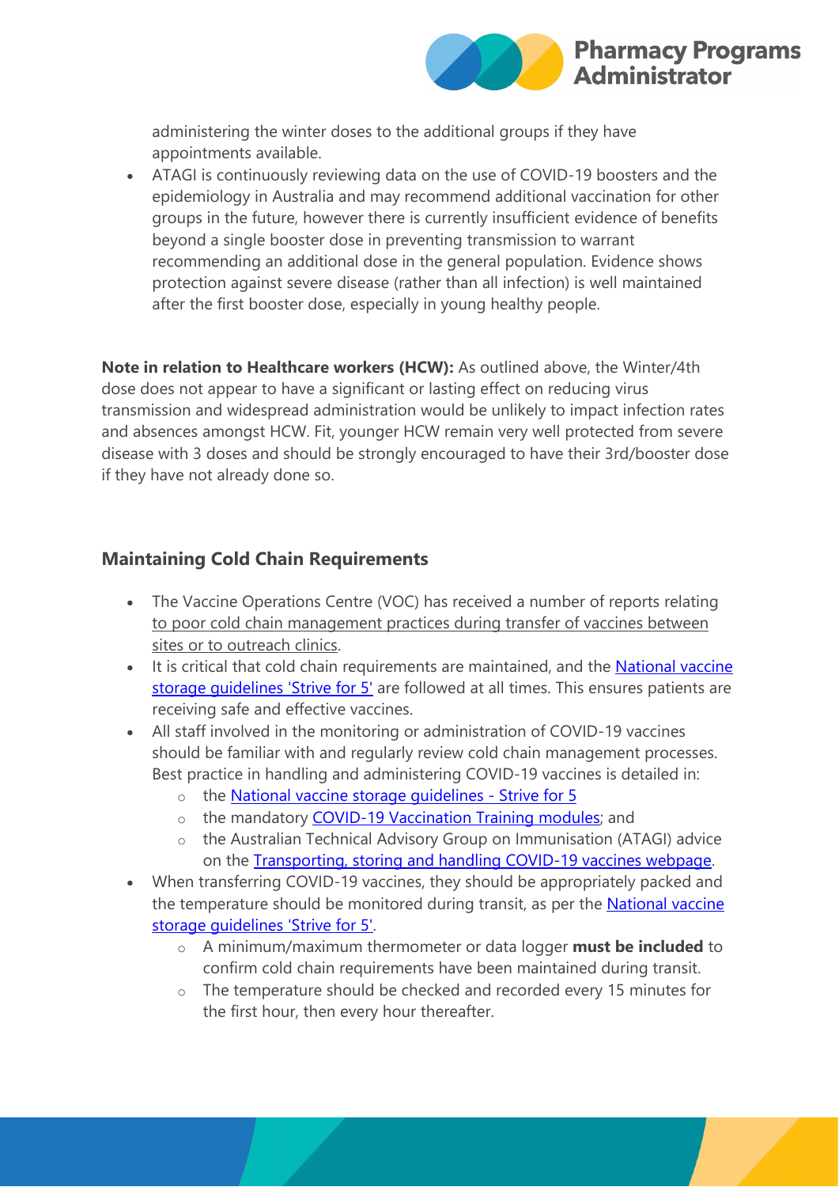administering the winter doses to the additional groups if they have appointments available.

- ATAGI is continuously reviewing data on the use of COVID-19 boosters and the epidemiology in Australia and may recommend additional vaccination for other groups in the future, however there is currently insufficient evidence of benefits beyond a single booster dose in preventing transmission to warrant recommending an additional dose in the general population. Evidence shows protection against severe disease (rather than all infection) is well maintained after the first booster dose, especially in young healthy people.

**Note in relation to Healthcare workers (HCW):** As outlined above, the Winter/4th dose does not appear to have a significant or lasting effect on reducing virus transmission and widespread administration would be unlikely to impact infection rates and absences amongst HCW. Fit, younger HCW remain very well protected from severe disease with 3 doses and should be strongly encouraged to have their 3rd/booster dose if they have not already done so.

## Maintaining Cold Chain Requirements

- The Vaccine Operations Centre (VOC) has received a number of reports relating to poor cold chain management practices during transfer of vaccines between sites or to outreach clinics.
- It is critical that cold chain requirements are maintained, and the National vaccine storage guidelines 'Strive for 5' are followed at all times. This ensures patients are receiving safe and effective vaccines.
- All staff involved in the monitoring or administration of COVID-19 vaccines should be familiar with and regularly review cold chain management processes. Best practice in handling and administering COVID-19 vaccines is detailed in:
  - the National vaccine storage guidelines - Strive for 5
  - the mandatory COVID-19 Vaccination Training modules; and
  - the Australian Technical Advisory Group on Immunisation (ATAGI) advice on the Transporting, storing and handling COVID-19 vaccines webpage.
- When transferring COVID-19 vaccines, they should be appropriately packed and the temperature should be monitored during transit, as per the National vaccine storage guidelines 'Strive for 5'.
  - A minimum/maximum thermometer or data logger **must be included** to confirm cold chain requirements have been maintained during transit.
  - The temperature should be checked and recorded every 15 minutes for the first hour, then every hour thereafter.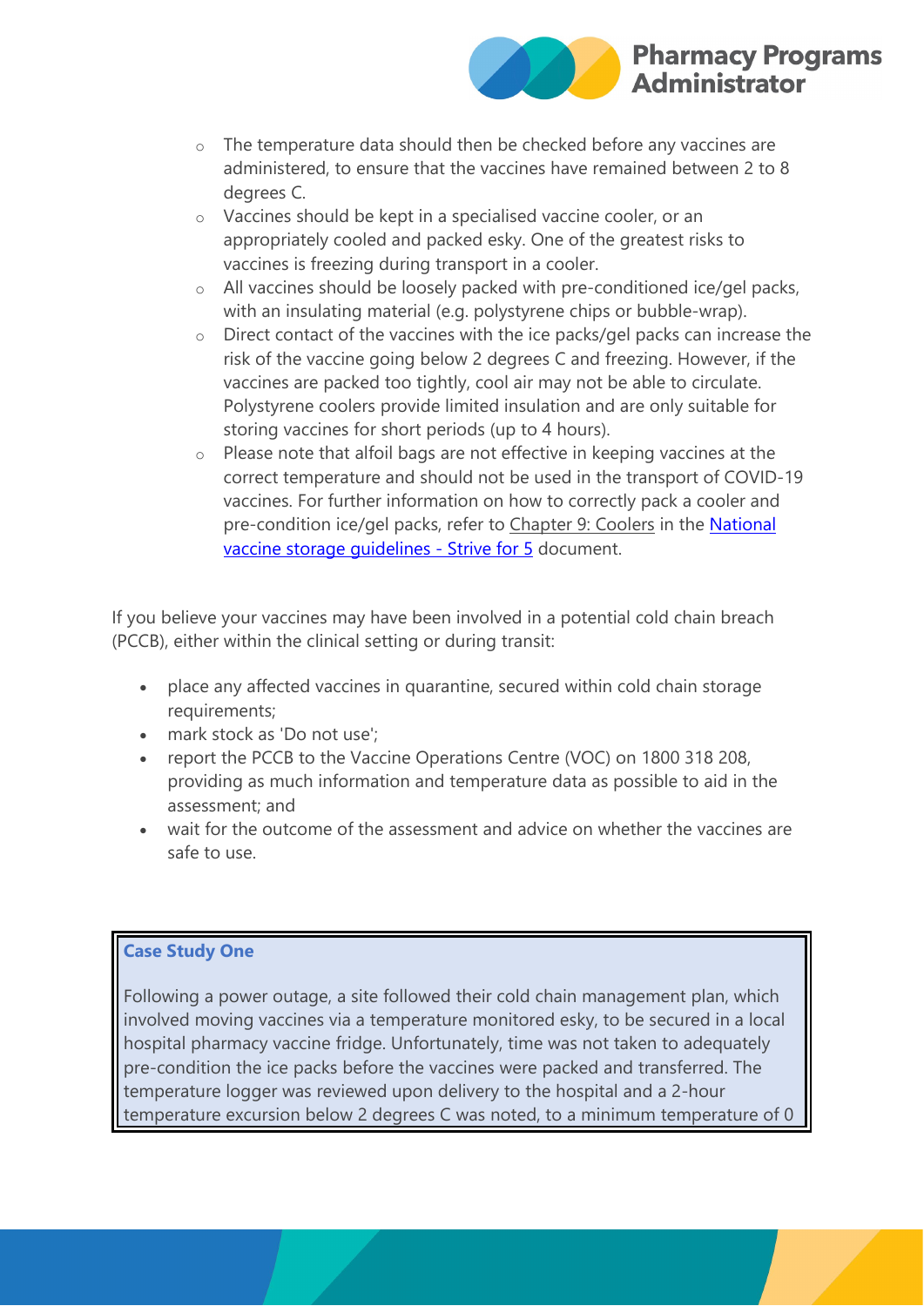- The temperature data should then be checked before any vaccines are administered, to ensure that the vaccines have remained between 2 to 8 degrees C.
- Vaccines should be kept in a specialised vaccine cooler, or an appropriately cooled and packed esky. One of the greatest risks to vaccines is freezing during transport in a cooler.
- All vaccines should be loosely packed with pre-conditioned ice/gel packs, with an insulating material (e.g. polystyrene chips or bubble-wrap).
- Direct contact of the vaccines with the ice packs/gel packs can increase the risk of the vaccine going below 2 degrees C and freezing. However, if the vaccines are packed too tightly, cool air may not be able to circulate. Polystyrene coolers provide limited insulation and are only suitable for storing vaccines for short periods (up to 4 hours).
- Please note that alfoil bags are not effective in keeping vaccines at the correct temperature and should not be used in the transport of COVID-19 vaccines. For further information on how to correctly pack a cooler and pre-condition ice/gel packs, refer to Chapter 9: Coolers in the National vaccine storage guidelines - Strive for 5 document.

If you believe your vaccines may have been involved in a potential cold chain breach (PCCB), either within the clinical setting or during transit:

- place any affected vaccines in quarantine, secured within cold chain storage requirements;
- mark stock as 'Do not use';
- report the PCCB to the Vaccine Operations Centre (VOC) on 1800 318 208, providing as much information and temperature data as possible to aid in the assessment; and
- wait for the outcome of the assessment and advice on whether the vaccines are safe to use.

**Case Study One**

Following a power outage, a site followed their cold chain management plan, which involved moving vaccines via a temperature monitored esky, to be secured in a local hospital pharmacy vaccine fridge. Unfortunately, time was not taken to adequately pre-condition the ice packs before the vaccines were packed and transferred. The temperature logger was reviewed upon delivery to the hospital and a 2-hour temperature excursion below 2 degrees C was noted, to a minimum temperature of 0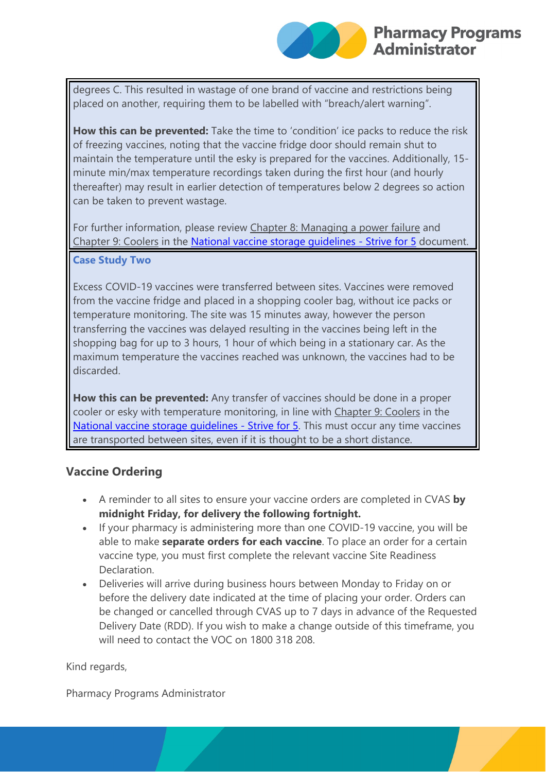degrees C. This resulted in wastage of one brand of vaccine and restrictions being placed on another, requiring them to be labelled with "breach/alert warning".

**How this can be prevented:** Take the time to 'condition' ice packs to reduce the risk of freezing vaccines, noting that the vaccine fridge door should remain shut to maintain the temperature until the esky is prepared for the vaccines. Additionally, 15-minute min/max temperature recordings taken during the first hour (and hourly thereafter) may result in earlier detection of temperatures below 2 degrees so action can be taken to prevent wastage.

For further information, please review Chapter 8: Managing a power failure and Chapter 9: Coolers in the National vaccine storage guidelines - Strive for 5 document.

### Case Study Two

Excess COVID-19 vaccines were transferred between sites. Vaccines were removed from the vaccine fridge and placed in a shopping cooler bag, without ice packs or temperature monitoring. The site was 15 minutes away, however the person transferring the vaccines was delayed resulting in the vaccines being left in the shopping bag for up to 3 hours, 1 hour of which being in a stationary car. As the maximum temperature the vaccines reached was unknown, the vaccines had to be discarded.

**How this can be prevented:** Any transfer of vaccines should be done in a proper cooler or esky with temperature monitoring, in line with Chapter 9: Coolers in the National vaccine storage guidelines - Strive for 5. This must occur any time vaccines are transported between sites, even if it is thought to be a short distance.

## Vaccine Ordering

- A reminder to all sites to ensure your vaccine orders are completed in CVAS **by midnight Friday, for delivery the following fortnight.**
- If your pharmacy is administering more than one COVID-19 vaccine, you will be able to make **separate orders for each vaccine**. To place an order for a certain vaccine type, you must first complete the relevant vaccine Site Readiness Declaration.
- Deliveries will arrive during business hours between Monday to Friday on or before the delivery date indicated at the time of placing your order. Orders can be changed or cancelled through CVAS up to 7 days in advance of the Requested Delivery Date (RDD). If you wish to make a change outside of this timeframe, you will need to contact the VOC on 1800 318 208.

Kind regards,

Pharmacy Programs Administrator